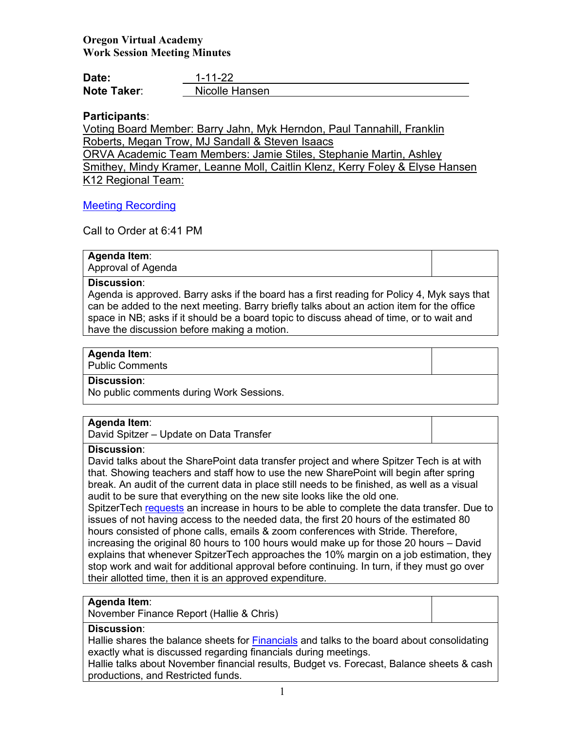**Oregon Virtual Academy**
**Work Session Meeting Minutes**

**Date:** 1-11-22
**Note Taker**: Nicolle Hansen

**Participants**:
Voting Board Member: Barry Jahn, Myk Herndon, Paul Tannahill, Franklin Roberts, Megan Trow, MJ Sandall & Steven Isaacs
ORVA Academic Team Members: Jamie Stiles, Stephanie Martin, Ashley Smithey, Mindy Kramer, Leanne Moll, Caitlin Klenz, Kerry Foley & Elyse Hansen
K12 Regional Team:

Meeting Recording

Call to Order at 6:41 PM

| **Agenda Item**: Approval of Agenda | |
|---|---|
| **Discussion**: Agenda is approved. Barry asks if the board has a first reading for Policy 4, Myk says that can be added to the next meeting. Barry briefly talks about an action item for the office space in NB; asks if it should be a board topic to discuss ahead of time, or to wait and have the discussion before making a motion. | |

| **Agenda Item**: Public Comments | |
|---|---|
| **Discussion**: No public comments during Work Sessions. | |

| **Agenda Item**: David Spitzer – Update on Data Transfer | |
|---|---|
| **Discussion**: David talks about the SharePoint data transfer project and where Spitzer Tech is at with that. Showing teachers and staff how to use the new SharePoint will begin after spring break. An audit of the current data in place still needs to be finished, as well as a visual audit to be sure that everything on the new site looks like the old one. SpitzerTech requests an increase in hours to be able to complete the data transfer. Due to issues of not having access to the needed data, the first 20 hours of the estimated 80 hours consisted of phone calls, emails & zoom conferences with Stride. Therefore, increasing the original 80 hours to 100 hours would make up for those 20 hours – David explains that whenever SpitzerTech approaches the 10% margin on a job estimation, they stop work and wait for additional approval before continuing. In turn, if they must go over their allotted time, then it is an approved expenditure. | |

| **Agenda Item**: November Finance Report (Hallie & Chris) | |
|---|---|
| **Discussion**: Hallie shares the balance sheets for Financials and talks to the board about consolidating exactly what is discussed regarding financials during meetings. Hallie talks about November financial results, Budget vs. Forecast, Balance sheets & cash productions, and Restricted funds. | |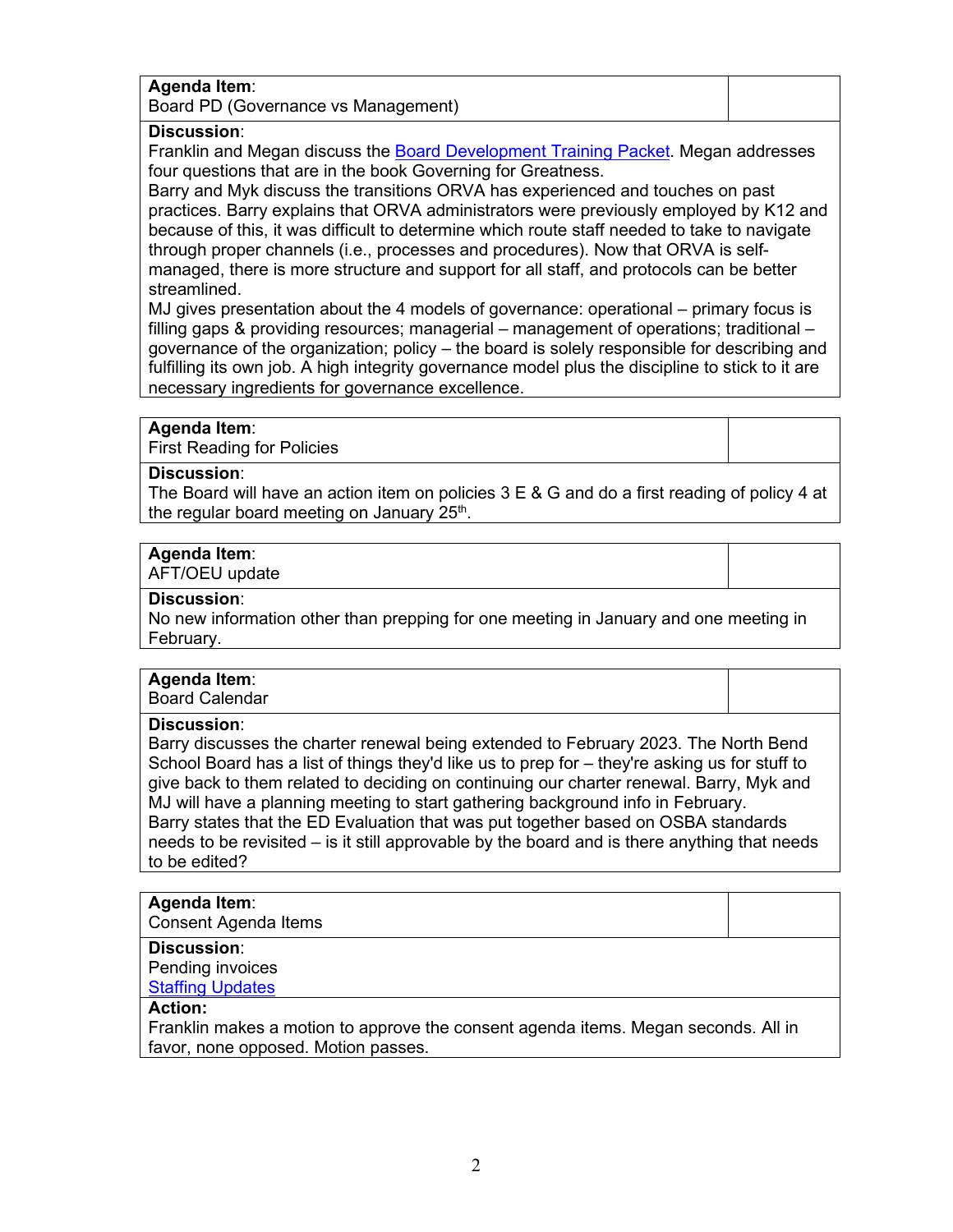**Agenda Item**:
Board PD (Governance vs Management)

**Discussion**:
Franklin and Megan discuss the Board Development Training Packet. Megan addresses four questions that are in the book Governing for Greatness.
Barry and Myk discuss the transitions ORVA has experienced and touches on past practices. Barry explains that ORVA administrators were previously employed by K12 and because of this, it was difficult to determine which route staff needed to take to navigate through proper channels (i.e., processes and procedures). Now that ORVA is self-managed, there is more structure and support for all staff, and protocols can be better streamlined.
MJ gives presentation about the 4 models of governance: operational – primary focus is filling gaps & providing resources; managerial – management of operations; traditional – governance of the organization; policy – the board is solely responsible for describing and fulfilling its own job. A high integrity governance model plus the discipline to stick to it are necessary ingredients for governance excellence.

**Agenda Item**:
First Reading for Policies

**Discussion**:
The Board will have an action item on policies 3 E & G and do a first reading of policy 4 at the regular board meeting on January 25th.

**Agenda Item**:
AFT/OEU update

**Discussion**:
No new information other than prepping for one meeting in January and one meeting in February.

**Agenda Item**:
Board Calendar

**Discussion**:
Barry discusses the charter renewal being extended to February 2023. The North Bend School Board has a list of things they'd like us to prep for – they're asking us for stuff to give back to them related to deciding on continuing our charter renewal. Barry, Myk and MJ will have a planning meeting to start gathering background info in February.
Barry states that the ED Evaluation that was put together based on OSBA standards needs to be revisited – is it still approvable by the board and is there anything that needs to be edited?

**Agenda Item**:
Consent Agenda Items

**Discussion**:
Pending invoices
Staffing Updates

**Action:**
Franklin makes a motion to approve the consent agenda items. Megan seconds. All in favor, none opposed. Motion passes.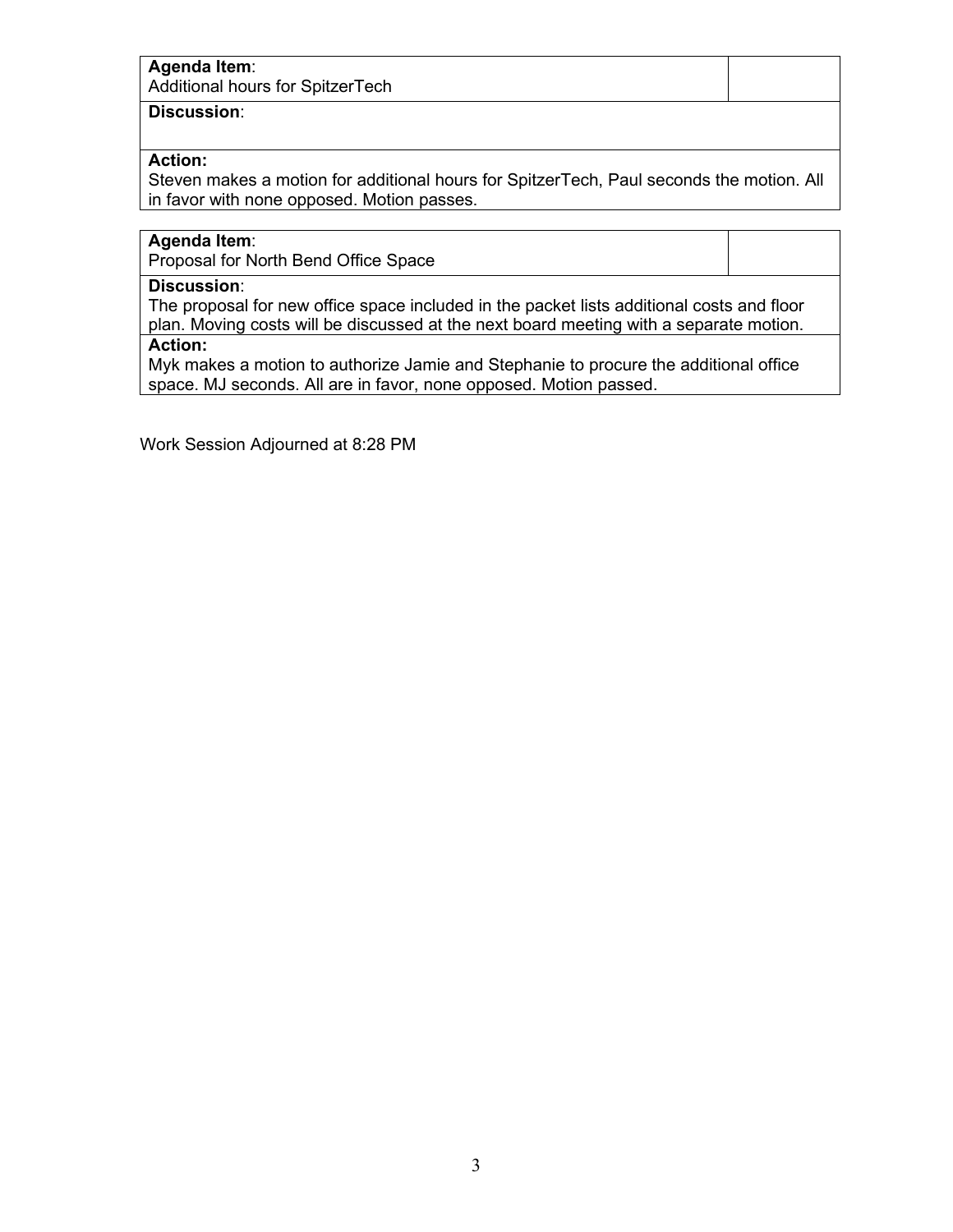| **Agenda Item**: Additional hours for SpitzerTech | |
|---|---|
| **Discussion**: | |
| **Action:** Steven makes a motion for additional hours for SpitzerTech, Paul seconds the motion. All in favor with none opposed. Motion passes. | |

| **Agenda Item**: Proposal for North Bend Office Space | |
|---|---|
| **Discussion**: The proposal for new office space included in the packet lists additional costs and floor plan. Moving costs will be discussed at the next board meeting with a separate motion. | |
| **Action:** Myk makes a motion to authorize Jamie and Stephanie to procure the additional office space. MJ seconds. All are in favor, none opposed. Motion passed. | |

Work Session Adjourned at 8:28 PM